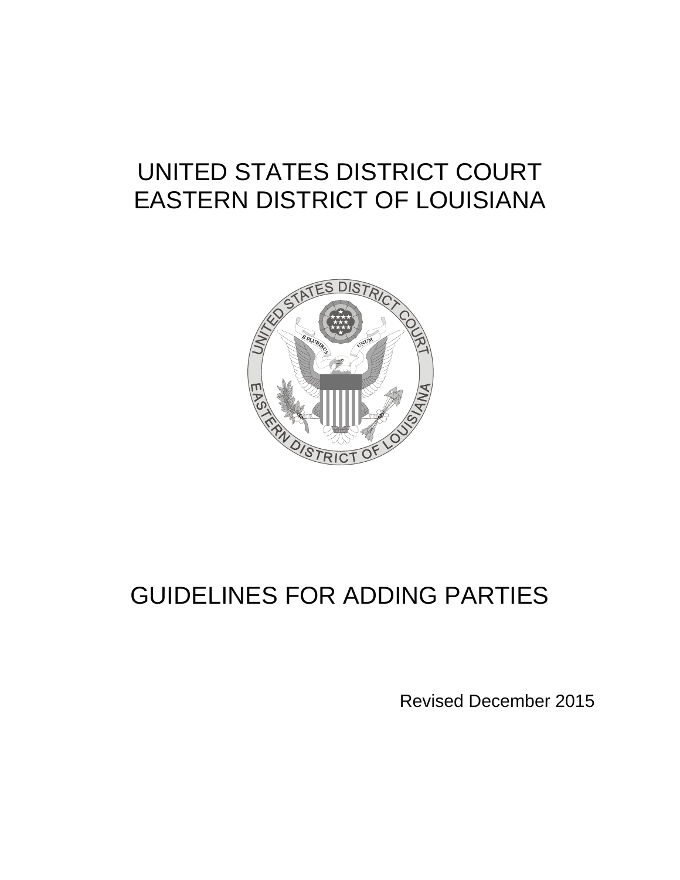# UNITED STATES DISTRICT COURT
# EASTERN DISTRICT OF LOUISIANA

# GUIDELINES FOR ADDING PARTIES

Revised December 2015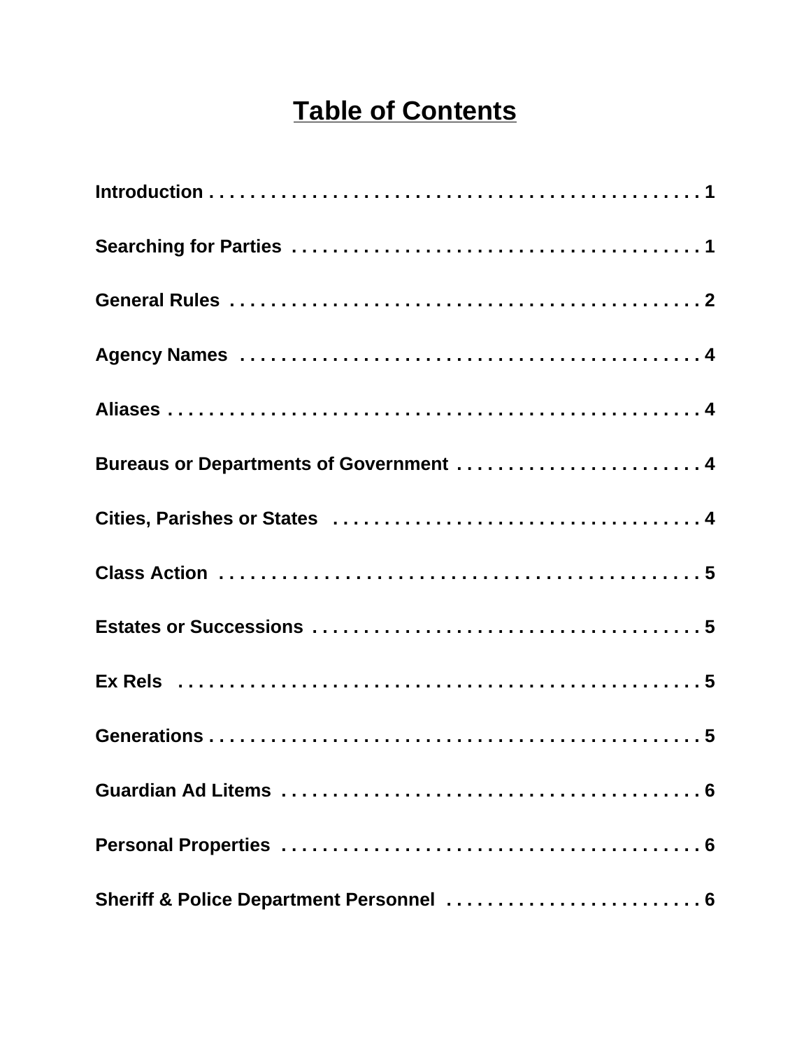# Table of Contents

**Introduction . . . . . . . . . . . . . . . . . . . . . . . . . . . . . . . . . . . . . . . . . . . . . . . . 1**

**Searching for Parties . . . . . . . . . . . . . . . . . . . . . . . . . . . . . . . . . . . . . . . . . 1**

**General Rules . . . . . . . . . . . . . . . . . . . . . . . . . . . . . . . . . . . . . . . . . . . . . . 2**

**Agency Names . . . . . . . . . . . . . . . . . . . . . . . . . . . . . . . . . . . . . . . . . . . . . 4**

**Aliases . . . . . . . . . . . . . . . . . . . . . . . . . . . . . . . . . . . . . . . . . . . . . . . . . . . 4**

**Bureaus or Departments of Government . . . . . . . . . . . . . . . . . . . . . . . . . 4**

**Cities, Parishes or States . . . . . . . . . . . . . . . . . . . . . . . . . . . . . . . . . . . . 4**

**Class Action . . . . . . . . . . . . . . . . . . . . . . . . . . . . . . . . . . . . . . . . . . . . . . 5**

**Estates or Successions . . . . . . . . . . . . . . . . . . . . . . . . . . . . . . . . . . . . . . 5**

**Ex Rels . . . . . . . . . . . . . . . . . . . . . . . . . . . . . . . . . . . . . . . . . . . . . . . . . . . 5**

**Generations . . . . . . . . . . . . . . . . . . . . . . . . . . . . . . . . . . . . . . . . . . . . . . . . 5**

**Guardian Ad Litems . . . . . . . . . . . . . . . . . . . . . . . . . . . . . . . . . . . . . . . . . . 6**

**Personal Properties . . . . . . . . . . . . . . . . . . . . . . . . . . . . . . . . . . . . . . . . . . 6**

**Sheriff & Police Department Personnel . . . . . . . . . . . . . . . . . . . . . . . . . 6**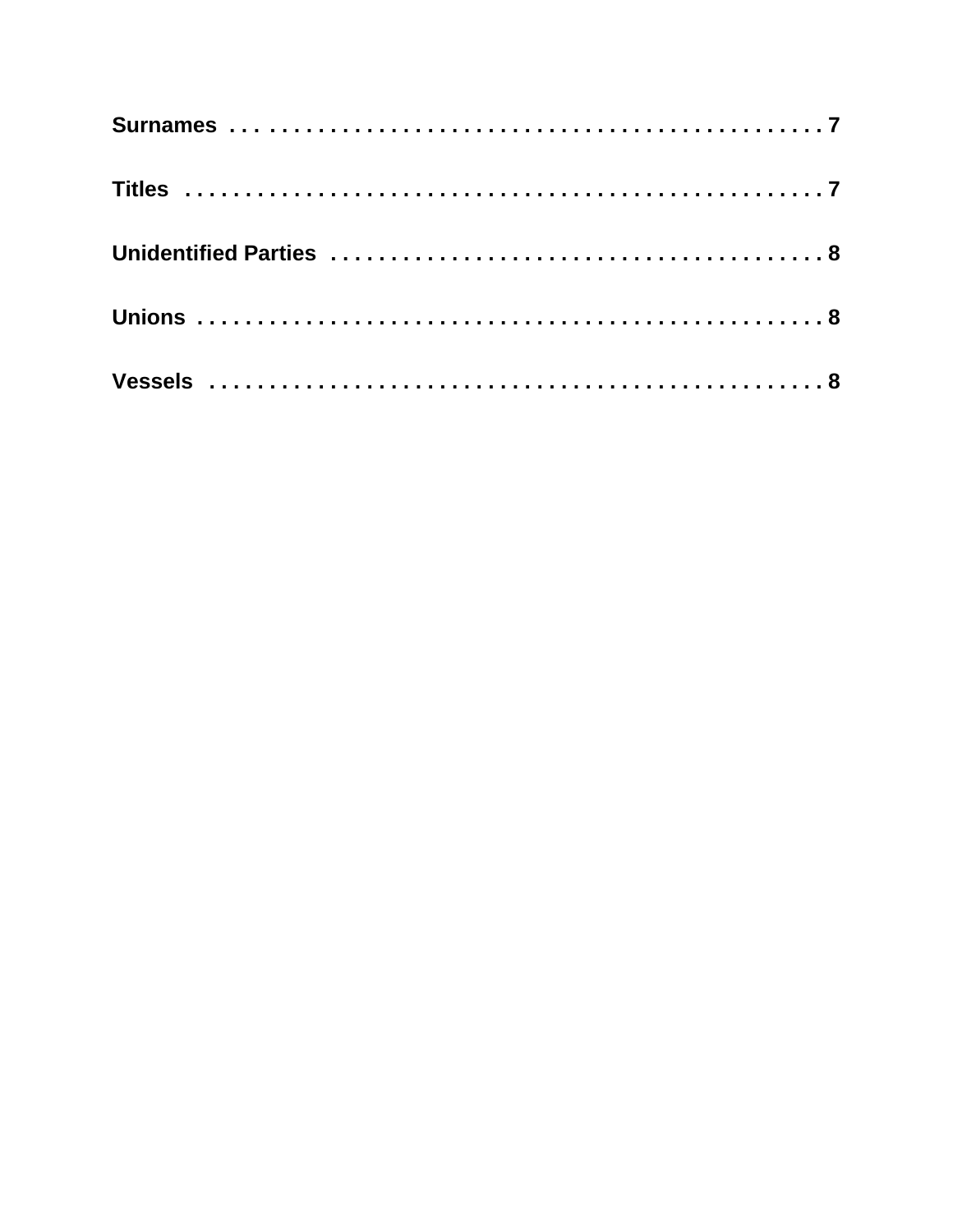**Surnames . . . . . . . . . . . . . . . . . . . . . . . . . . . . . . . . . . . . . . . . . . . . . . . 7**

**Titles . . . . . . . . . . . . . . . . . . . . . . . . . . . . . . . . . . . . . . . . . . . . . . . . . . 7**

**Unidentified Parties . . . . . . . . . . . . . . . . . . . . . . . . . . . . . . . . . . . . . . . . 8**

**Unions . . . . . . . . . . . . . . . . . . . . . . . . . . . . . . . . . . . . . . . . . . . . . . . . . . 8**

**Vessels . . . . . . . . . . . . . . . . . . . . . . . . . . . . . . . . . . . . . . . . . . . . . . . . . 8**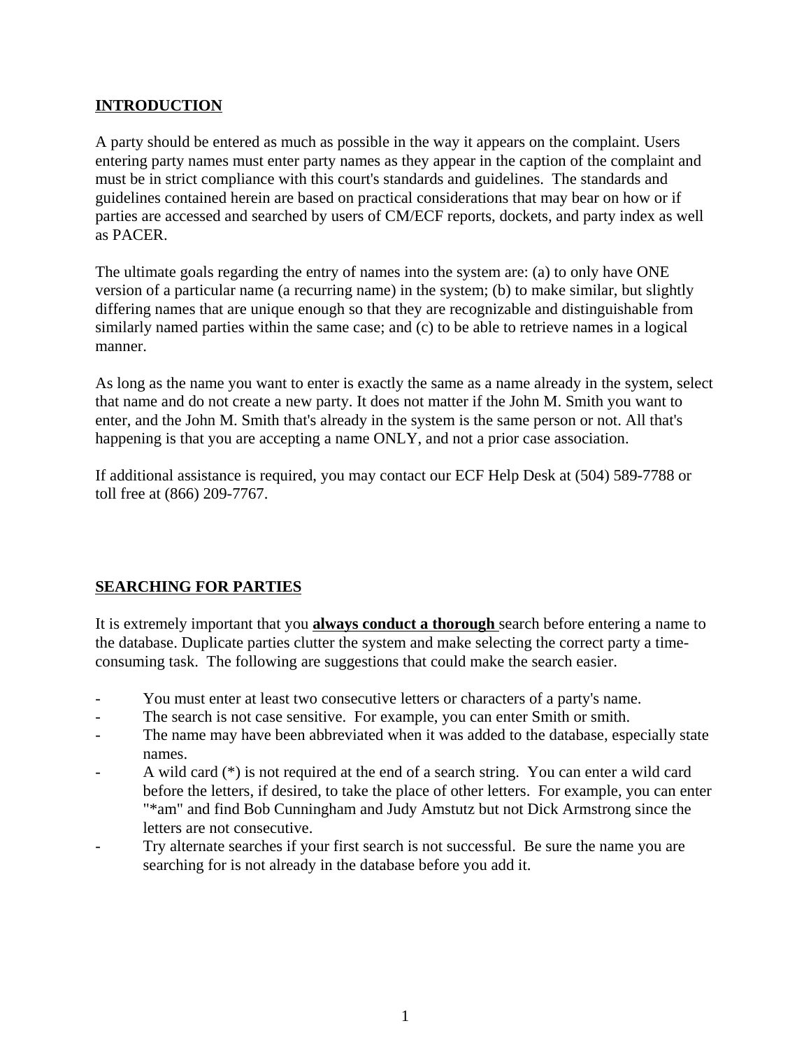## INTRODUCTION

A party should be entered as much as possible in the way it appears on the complaint. Users entering party names must enter party names as they appear in the caption of the complaint and must be in strict compliance with this court's standards and guidelines. The standards and guidelines contained herein are based on practical considerations that may bear on how or if parties are accessed and searched by users of CM/ECF reports, dockets, and party index as well as PACER.

The ultimate goals regarding the entry of names into the system are: (a) to only have ONE version of a particular name (a recurring name) in the system; (b) to make similar, but slightly differing names that are unique enough so that they are recognizable and distinguishable from similarly named parties within the same case; and (c) to be able to retrieve names in a logical manner.

As long as the name you want to enter is exactly the same as a name already in the system, select that name and do not create a new party. It does not matter if the John M. Smith you want to enter, and the John M. Smith that's already in the system is the same person or not. All that's happening is that you are accepting a name ONLY, and not a prior case association.

If additional assistance is required, you may contact our ECF Help Desk at (504) 589-7788 or toll free at (866) 209-7767.

## SEARCHING FOR PARTIES

It is extremely important that you **always conduct a thorough** search before entering a name to the database. Duplicate parties clutter the system and make selecting the correct party a time-consuming task. The following are suggestions that could make the search easier.

- You must enter at least two consecutive letters or characters of a party's name.
- The search is not case sensitive. For example, you can enter Smith or smith.
- The name may have been abbreviated when it was added to the database, especially state names.
- A wild card (*) is not required at the end of a search string. You can enter a wild card before the letters, if desired, to take the place of other letters. For example, you can enter "*am" and find Bob Cunningham and Judy Amstutz but not Dick Armstrong since the letters are not consecutive.
- Try alternate searches if your first search is not successful. Be sure the name you are searching for is not already in the database before you add it.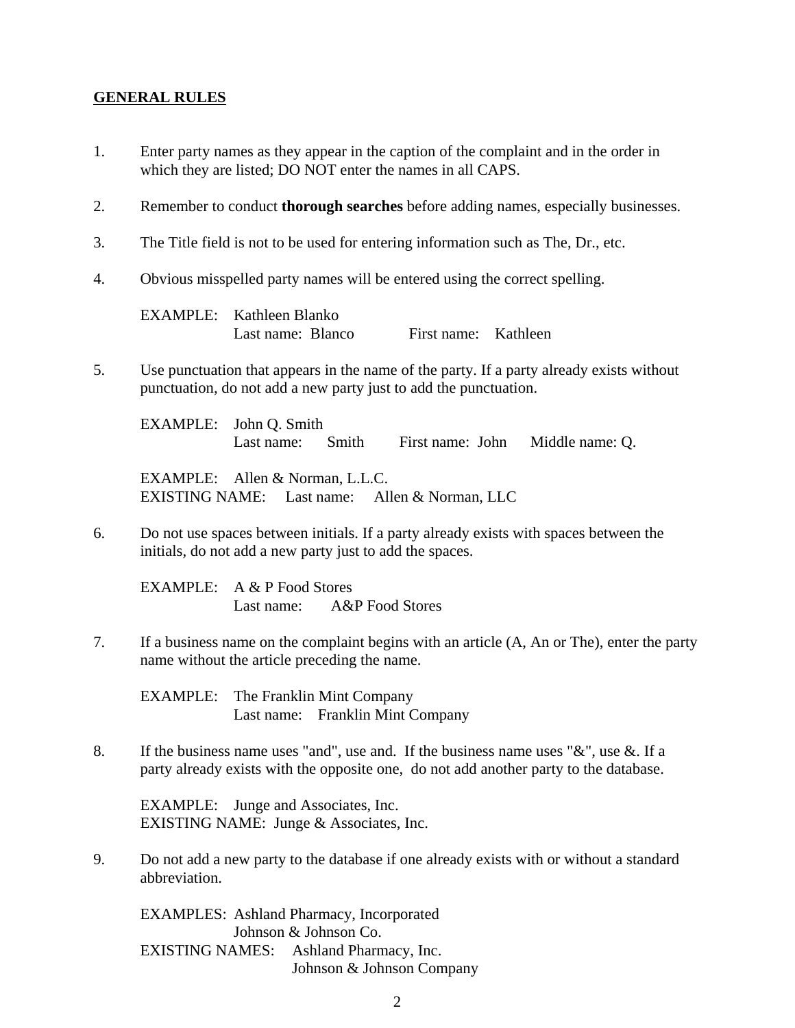## GENERAL RULES

1. Enter party names as they appear in the caption of the complaint and in the order in which they are listed; DO NOT enter the names in all CAPS.

2. Remember to conduct **thorough searches** before adding names, especially businesses.

3. The Title field is not to be used for entering information such as The, Dr., etc.

4. Obvious misspelled party names will be entered using the correct spelling.

   EXAMPLE: Kathleen Blanko
   Last name: Blanco First name: Kathleen

5. Use punctuation that appears in the name of the party. If a party already exists without punctuation, do not add a new party just to add the punctuation.

   EXAMPLE: John Q. Smith
   Last name: Smith First name: John Middle name: Q.

   EXAMPLE: Allen & Norman, L.L.C.
   EXISTING NAME: Last name: Allen & Norman, LLC

6. Do not use spaces between initials. If a party already exists with spaces between the initials, do not add a new party just to add the spaces.

   EXAMPLE: A & P Food Stores
   Last name: A&P Food Stores

7. If a business name on the complaint begins with an article (A, An or The), enter the party name without the article preceding the name.

   EXAMPLE: The Franklin Mint Company
   Last name: Franklin Mint Company

8. If the business name uses "and", use and. If the business name uses "&", use &. If a party already exists with the opposite one, do not add another party to the database.

   EXAMPLE: Junge and Associates, Inc.
   EXISTING NAME: Junge & Associates, Inc.

9. Do not add a new party to the database if one already exists with or without a standard abbreviation.

   EXAMPLES: Ashland Pharmacy, Incorporated
   Johnson & Johnson Co.
   EXISTING NAMES: Ashland Pharmacy, Inc.
   Johnson & Johnson Company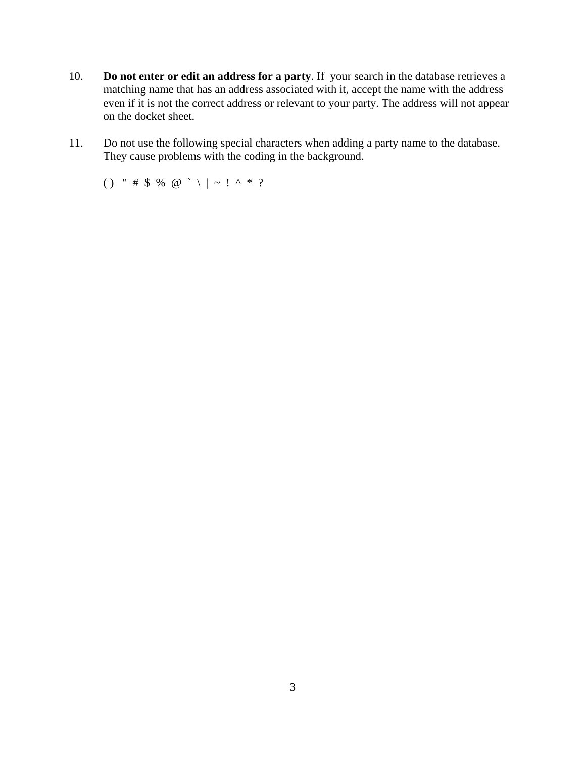10. **Do <u>not</u> enter or edit an address for a party**. If your search in the database retrieves a matching name that has an address associated with it, accept the name with the address even if it is not the correct address or relevant to your party. The address will not appear on the docket sheet.

11. Do not use the following special characters when adding a party name to the database. They cause problems with the coding in the background.

    ( ) " # $ % @ ` \ | ~ ! ^ * ?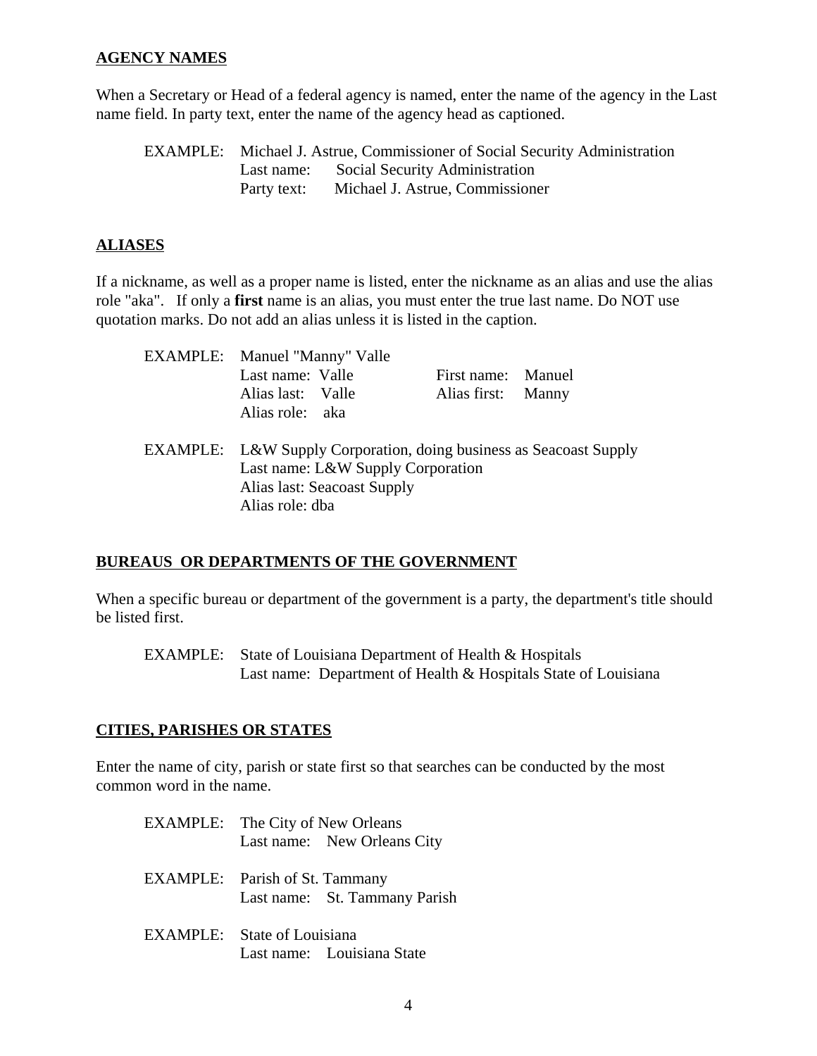## AGENCY NAMES

When a Secretary or Head of a federal agency is named, enter the name of the agency in the Last name field. In party text, enter the name of the agency head as captioned.

EXAMPLE: Michael J. Astrue, Commissioner of Social Security Administration
Last name: Social Security Administration
Party text: Michael J. Astrue, Commissioner

## ALIASES

If a nickname, as well as a proper name is listed, enter the nickname as an alias and use the alias role "aka". If only a **first** name is an alias, you must enter the true last name. Do NOT use quotation marks. Do not add an alias unless it is listed in the caption.

EXAMPLE: Manuel "Manny" Valle
Last name: Valle    First name: Manuel
Alias last: Valle    Alias first: Manny
Alias role: aka

EXAMPLE: L&W Supply Corporation, doing business as Seacoast Supply
Last name: L&W Supply Corporation
Alias last: Seacoast Supply
Alias role: dba

## BUREAUS OR DEPARTMENTS OF THE GOVERNMENT

When a specific bureau or department of the government is a party, the department's title should be listed first.

EXAMPLE: State of Louisiana Department of Health & Hospitals
Last name: Department of Health & Hospitals State of Louisiana

## CITIES, PARISHES OR STATES

Enter the name of city, parish or state first so that searches can be conducted by the most common word in the name.

EXAMPLE: The City of New Orleans
Last name: New Orleans City

EXAMPLE: Parish of St. Tammany
Last name: St. Tammany Parish

EXAMPLE: State of Louisiana
Last name: Louisiana State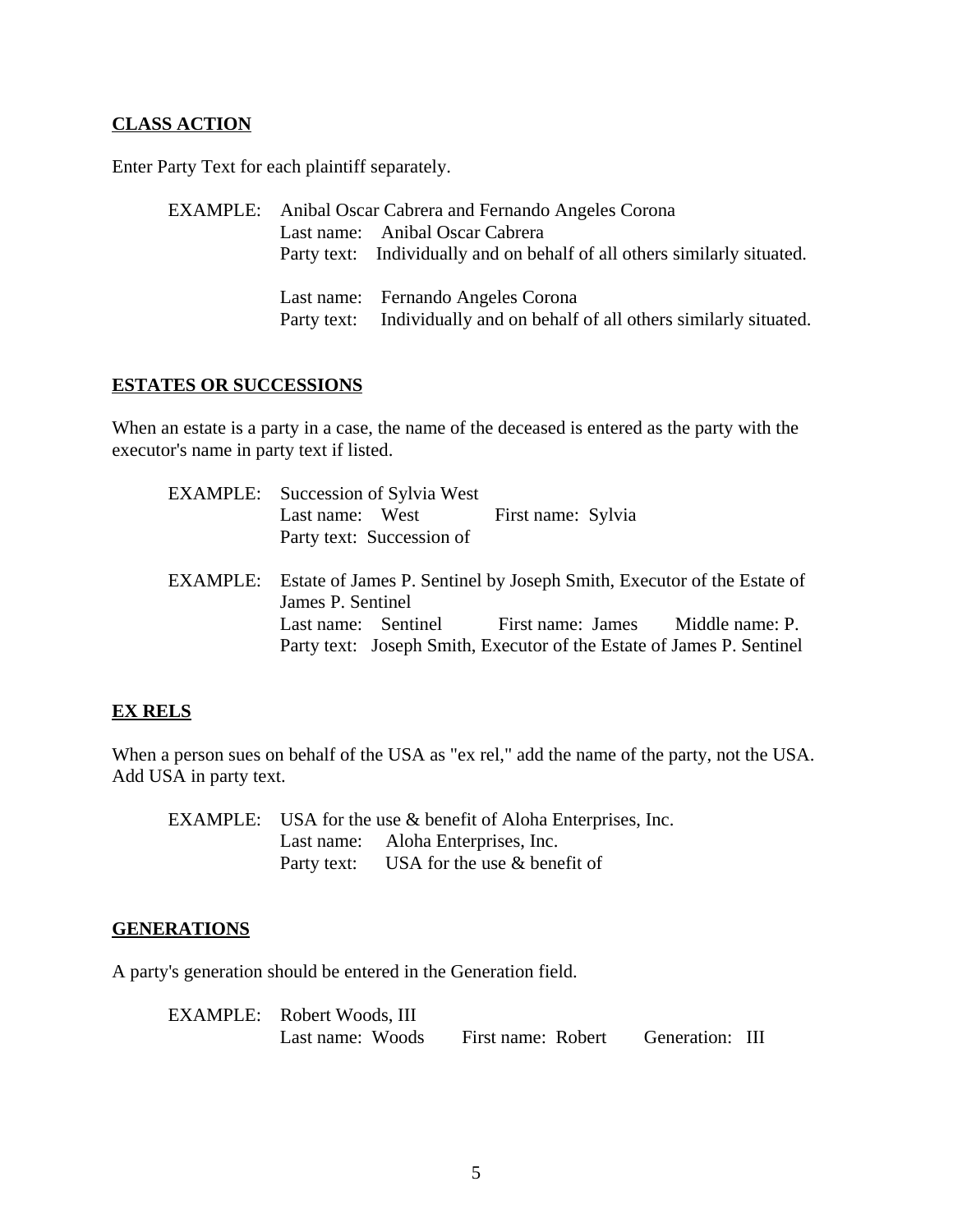**CLASS ACTION**

Enter Party Text for each plaintiff separately.

EXAMPLE: Anibal Oscar Cabrera and Fernando Angeles Corona
Last name: Anibal Oscar Cabrera
Party text: Individually and on behalf of all others similarly situated.

Last name: Fernando Angeles Corona
Party text: Individually and on behalf of all others similarly situated.

**ESTATES OR SUCCESSIONS**

When an estate is a party in a case, the name of the deceased is entered as the party with the executor's name in party text if listed.

EXAMPLE: Succession of Sylvia West
Last name: West First name: Sylvia
Party text: Succession of

EXAMPLE: Estate of James P. Sentinel by Joseph Smith, Executor of the Estate of James P. Sentinel
Last name: Sentinel First name: James Middle name: P.
Party text: Joseph Smith, Executor of the Estate of James P. Sentinel

**EX RELS**

When a person sues on behalf of the USA as "ex rel," add the name of the party, not the USA. Add USA in party text.

EXAMPLE: USA for the use & benefit of Aloha Enterprises, Inc.
Last name: Aloha Enterprises, Inc.
Party text: USA for the use & benefit of

**GENERATIONS**

A party's generation should be entered in the Generation field.

EXAMPLE: Robert Woods, III
Last name: Woods First name: Robert Generation: III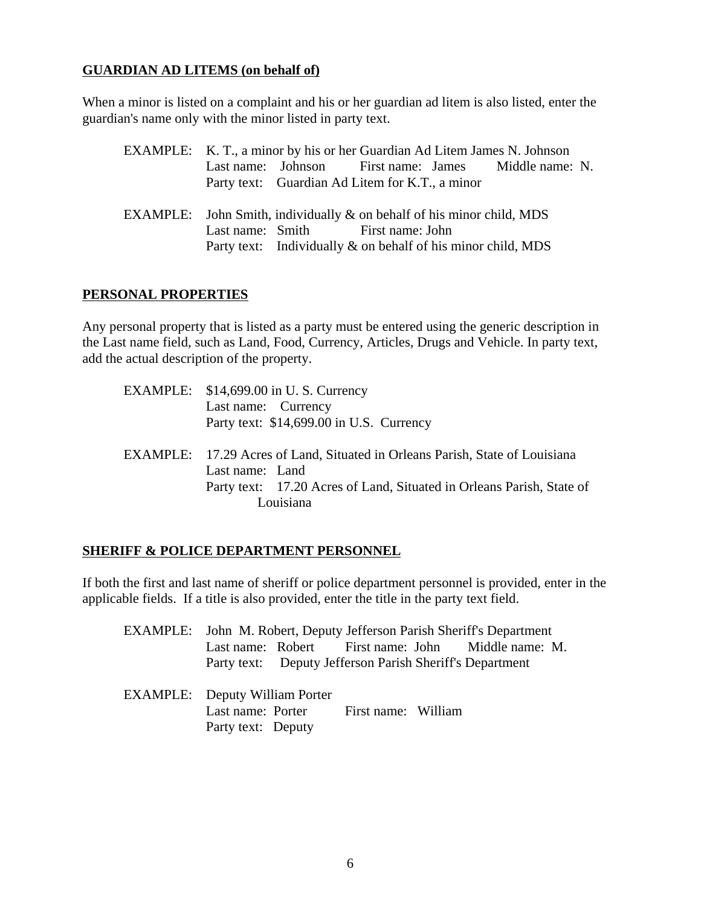**GUARDIAN AD LITEMS (on behalf of)**

When a minor is listed on a complaint and his or her guardian ad litem is also listed, enter the guardian's name only with the minor listed in party text.

> EXAMPLE: K. T., a minor by his or her Guardian Ad Litem James N. Johnson
> Last name: Johnson First name: James Middle name: N.
> Party text: Guardian Ad Litem for K.T., a minor

> EXAMPLE: John Smith, individually & on behalf of his minor child, MDS
> Last name: Smith First name: John
> Party text: Individually & on behalf of his minor child, MDS

**PERSONAL PROPERTIES**

Any personal property that is listed as a party must be entered using the generic description in the Last name field, such as Land, Food, Currency, Articles, Drugs and Vehicle. In party text, add the actual description of the property.

> EXAMPLE: $14,699.00 in U. S. Currency
> Last name: Currency
> Party text: $14,699.00 in U.S. Currency

> EXAMPLE: 17.29 Acres of Land, Situated in Orleans Parish, State of Louisiana
> Last name: Land
> Party text: 17.20 Acres of Land, Situated in Orleans Parish, State of Louisiana

**SHERIFF & POLICE DEPARTMENT PERSONNEL**

If both the first and last name of sheriff or police department personnel is provided, enter in the applicable fields. If a title is also provided, enter the title in the party text field.

> EXAMPLE: John M. Robert, Deputy Jefferson Parish Sheriff's Department
> Last name: Robert First name: John Middle name: M.
> Party text: Deputy Jefferson Parish Sheriff's Department

> EXAMPLE: Deputy William Porter
> Last name: Porter First name: William
> Party text: Deputy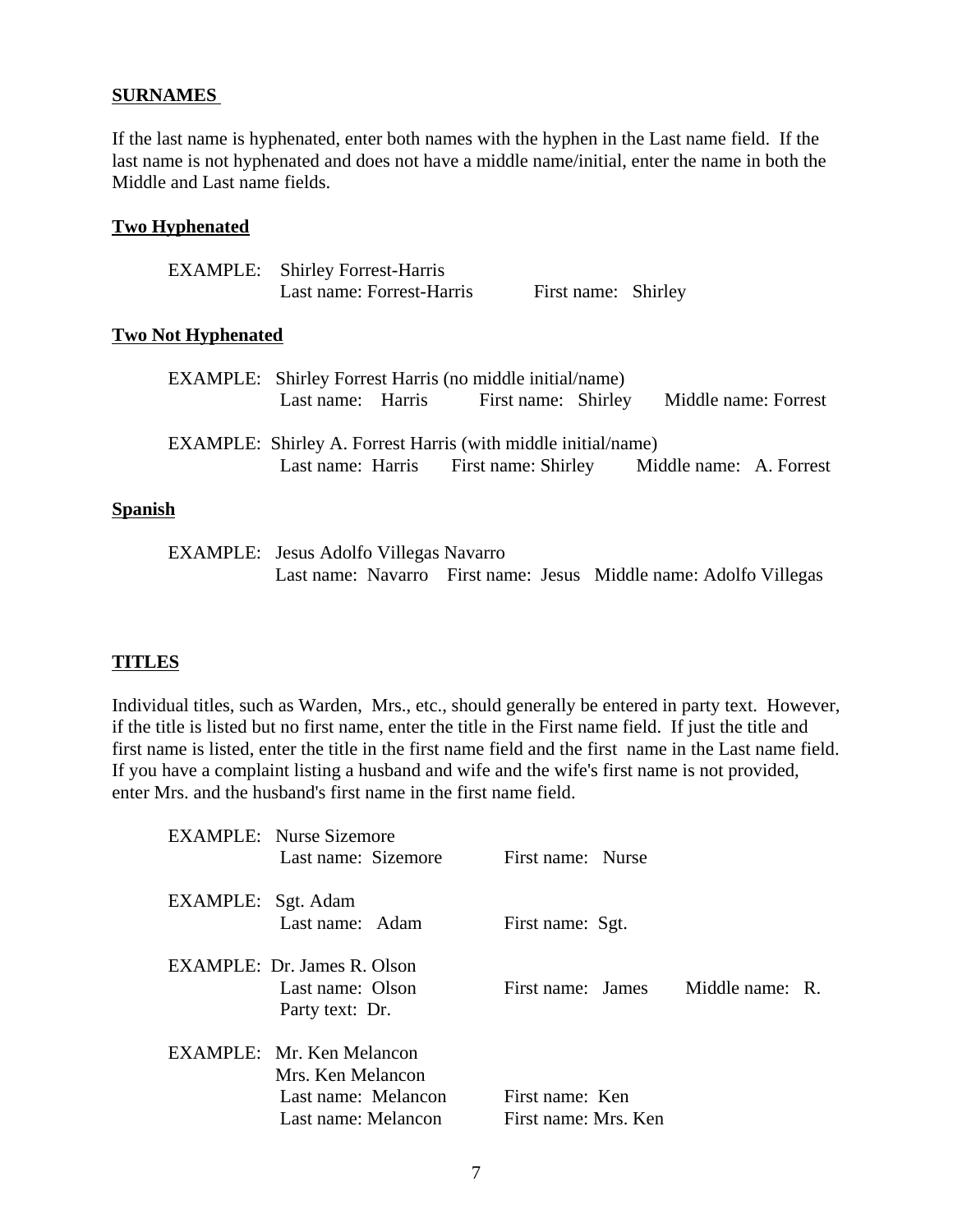## SURNAMES

If the last name is hyphenated, enter both names with the hyphen in the Last name field. If the last name is not hyphenated and does not have a middle name/initial, enter the name in both the Middle and Last name fields.

### Two Hyphenated

EXAMPLE: Shirley Forrest-Harris
Last name: Forrest-Harris First name: Shirley

### Two Not Hyphenated

EXAMPLE: Shirley Forrest Harris (no middle initial/name)
Last name: Harris First name: Shirley Middle name: Forrest

EXAMPLE: Shirley A. Forrest Harris (with middle initial/name)
Last name: Harris First name: Shirley Middle name: A. Forrest

### Spanish

EXAMPLE: Jesus Adolfo Villegas Navarro
Last name: Navarro First name: Jesus Middle name: Adolfo Villegas

## TITLES

Individual titles, such as Warden, Mrs., etc., should generally be entered in party text. However, if the title is listed but no first name, enter the title in the First name field. If just the title and first name is listed, enter the title in the first name field and the first name in the Last name field. If you have a complaint listing a husband and wife and the wife's first name is not provided, enter Mrs. and the husband's first name in the first name field.

EXAMPLE: Nurse Sizemore
Last name: Sizemore First name: Nurse

EXAMPLE: Sgt. Adam
Last name: Adam First name: Sgt.

EXAMPLE: Dr. James R. Olson
Last name: Olson First name: James Middle name: R.
Party text: Dr.

EXAMPLE: Mr. Ken Melancon
Mrs. Ken Melancon
Last name: Melancon First name: Ken
Last name: Melancon First name: Mrs. Ken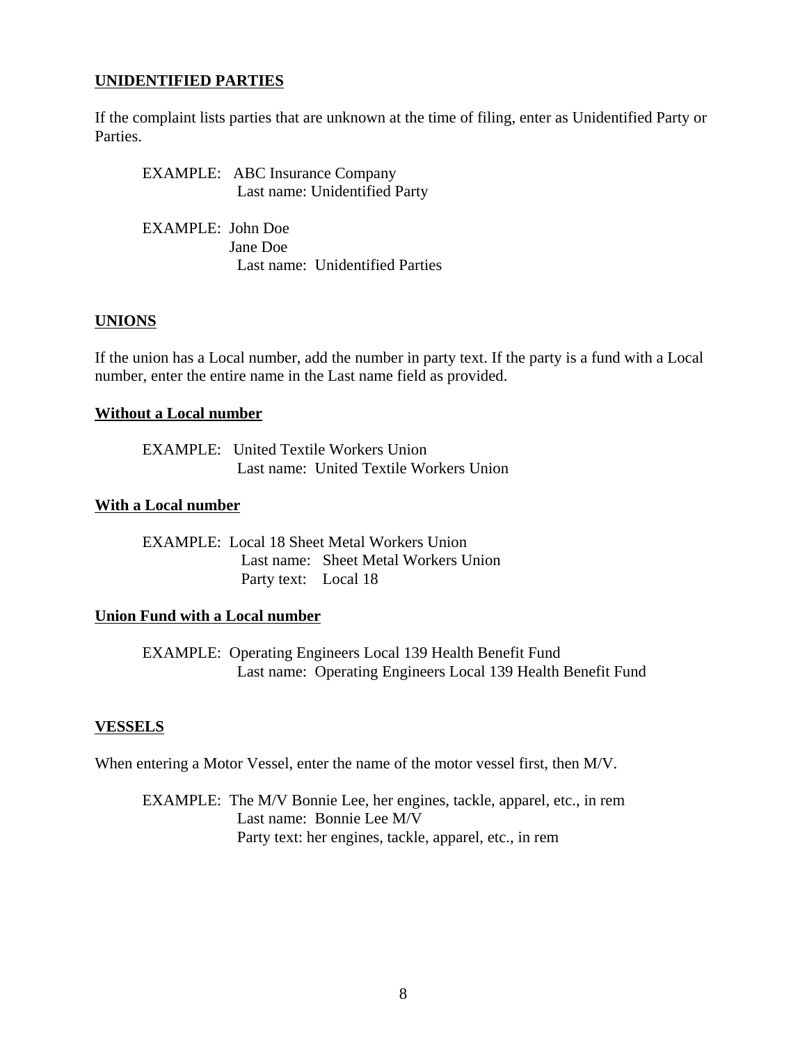**UNIDENTIFIED PARTIES**

If the complaint lists parties that are unknown at the time of filing, enter as Unidentified Party or Parties.

EXAMPLE: ABC Insurance Company
Last name: Unidentified Party

EXAMPLE: John Doe
Jane Doe
Last name: Unidentified Parties

**UNIONS**

If the union has a Local number, add the number in party text. If the party is a fund with a Local number, enter the entire name in the Last name field as provided.

**Without a Local number**

EXAMPLE: United Textile Workers Union
Last name: United Textile Workers Union

**With a Local number**

EXAMPLE: Local 18 Sheet Metal Workers Union
Last name: Sheet Metal Workers Union
Party text: Local 18

**Union Fund with a Local number**

EXAMPLE: Operating Engineers Local 139 Health Benefit Fund
Last name: Operating Engineers Local 139 Health Benefit Fund

**VESSELS**

When entering a Motor Vessel, enter the name of the motor vessel first, then M/V.

EXAMPLE: The M/V Bonnie Lee, her engines, tackle, apparel, etc., in rem
Last name: Bonnie Lee M/V
Party text: her engines, tackle, apparel, etc., in rem